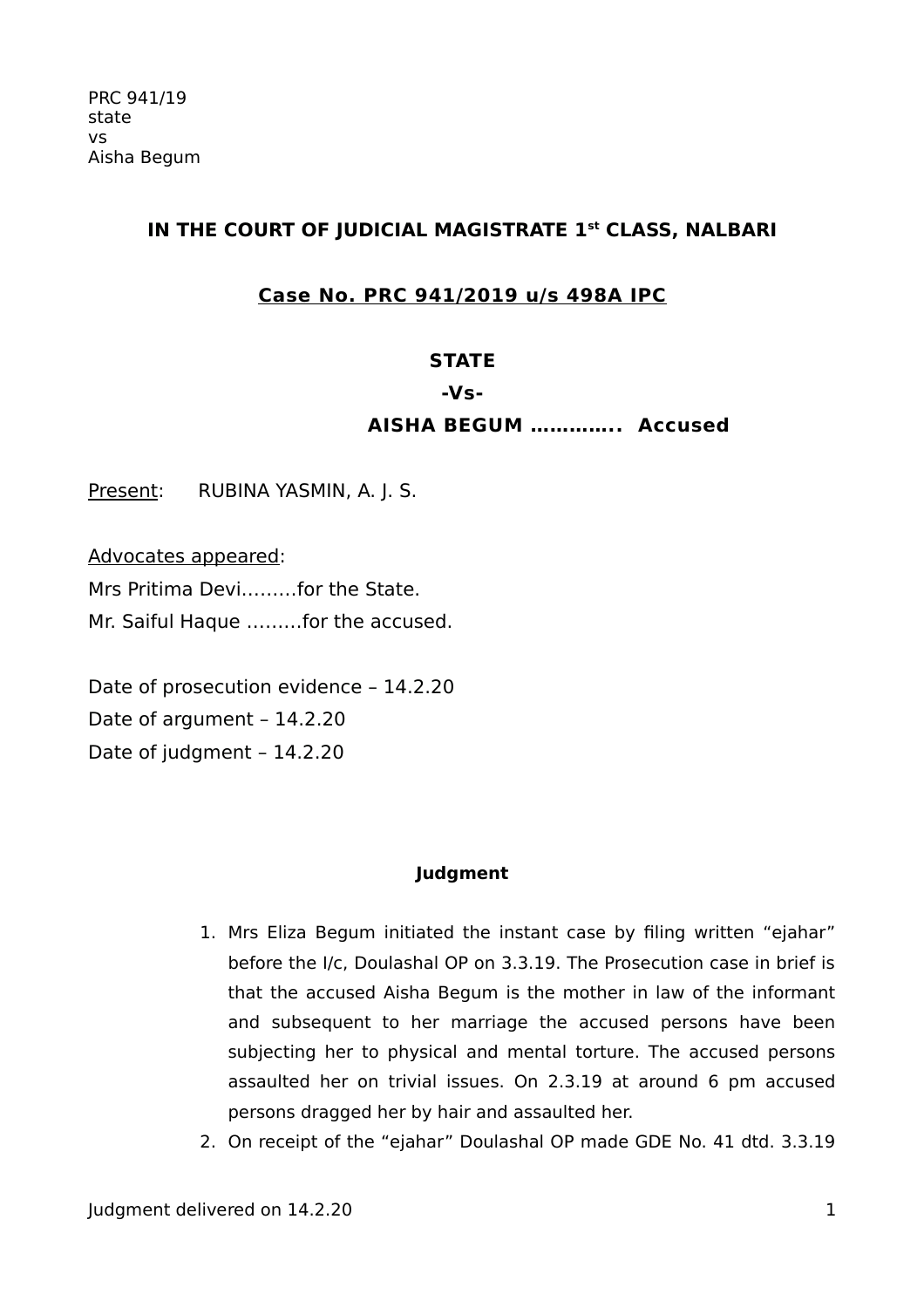PRC 941/19
state
vs
Aisha Begum

**IN THE COURT OF JUDICIAL MAGISTRATE 1st CLASS, NALBARI**

**Case No. PRC 941/2019 u/s 498A IPC**

**STATE**

**-Vs-**

**AISHA BEGUM ………….. Accused**

Present: RUBINA YASMIN, A. J. S.

Advocates appeared:
Mrs Pritima Devi………for the State.
Mr. Saiful Haque ………for the accused.

Date of prosecution evidence – 14.2.20
Date of argument – 14.2.20
Date of judgment – 14.2.20

**Judgment**

1. Mrs Eliza Begum initiated the instant case by filing written "ejahar" before the I/c, Doulashal OP on 3.3.19. The Prosecution case in brief is that the accused Aisha Begum is the mother in law of the informant and subsequent to her marriage the accused persons have been subjecting her to physical and mental torture. The accused persons assaulted her on trivial issues. On 2.3.19 at around 6 pm accused persons dragged her by hair and assaulted her.
2. On receipt of the "ejahar" Doulashal OP made GDE No. 41 dtd. 3.3.19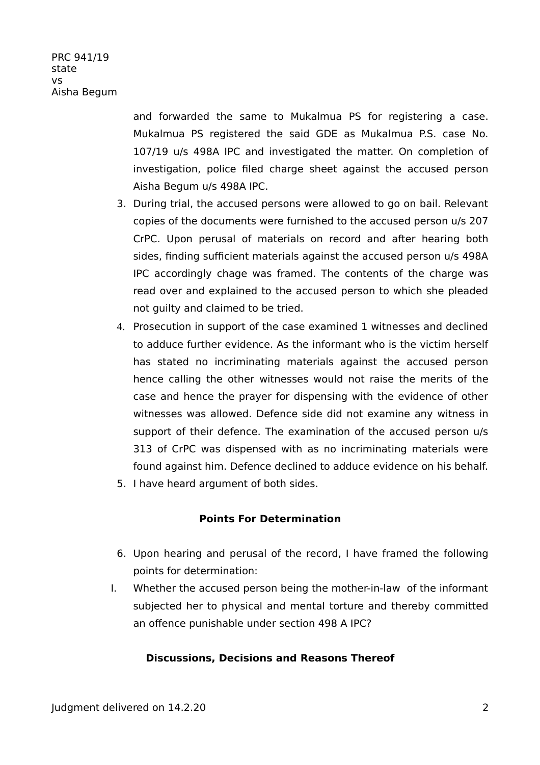and forwarded the same to Mukalmua PS for registering a case. Mukalmua PS registered the said GDE as Mukalmua P.S. case No. 107/19 u/s 498A IPC and investigated the matter. On completion of investigation, police filed charge sheet against the accused person Aisha Begum u/s 498A IPC.

3. During trial, the accused persons were allowed to go on bail. Relevant copies of the documents were furnished to the accused person u/s 207 CrPC. Upon perusal of materials on record and after hearing both sides, finding sufficient materials against the accused person u/s 498A IPC accordingly chage was framed. The contents of the charge was read over and explained to the accused person to which she pleaded not guilty and claimed to be tried.
4. Prosecution in support of the case examined 1 witnesses and declined to adduce further evidence. As the informant who is the victim herself has stated no incriminating materials against the accused person hence calling the other witnesses would not raise the merits of the case and hence the prayer for dispensing with the evidence of other witnesses was allowed. Defence side did not examine any witness in support of their defence. The examination of the accused person u/s 313 of CrPC was dispensed with as no incriminating materials were found against him. Defence declined to adduce evidence on his behalf.
5. I have heard argument of both sides.

**Points For Determination**

6. Upon hearing and perusal of the record, I have framed the following points for determination:

I. Whether the accused person being the mother-in-law of the informant subjected her to physical and mental torture and thereby committed an offence punishable under section 498 A IPC?

**Discussions, Decisions and Reasons Thereof**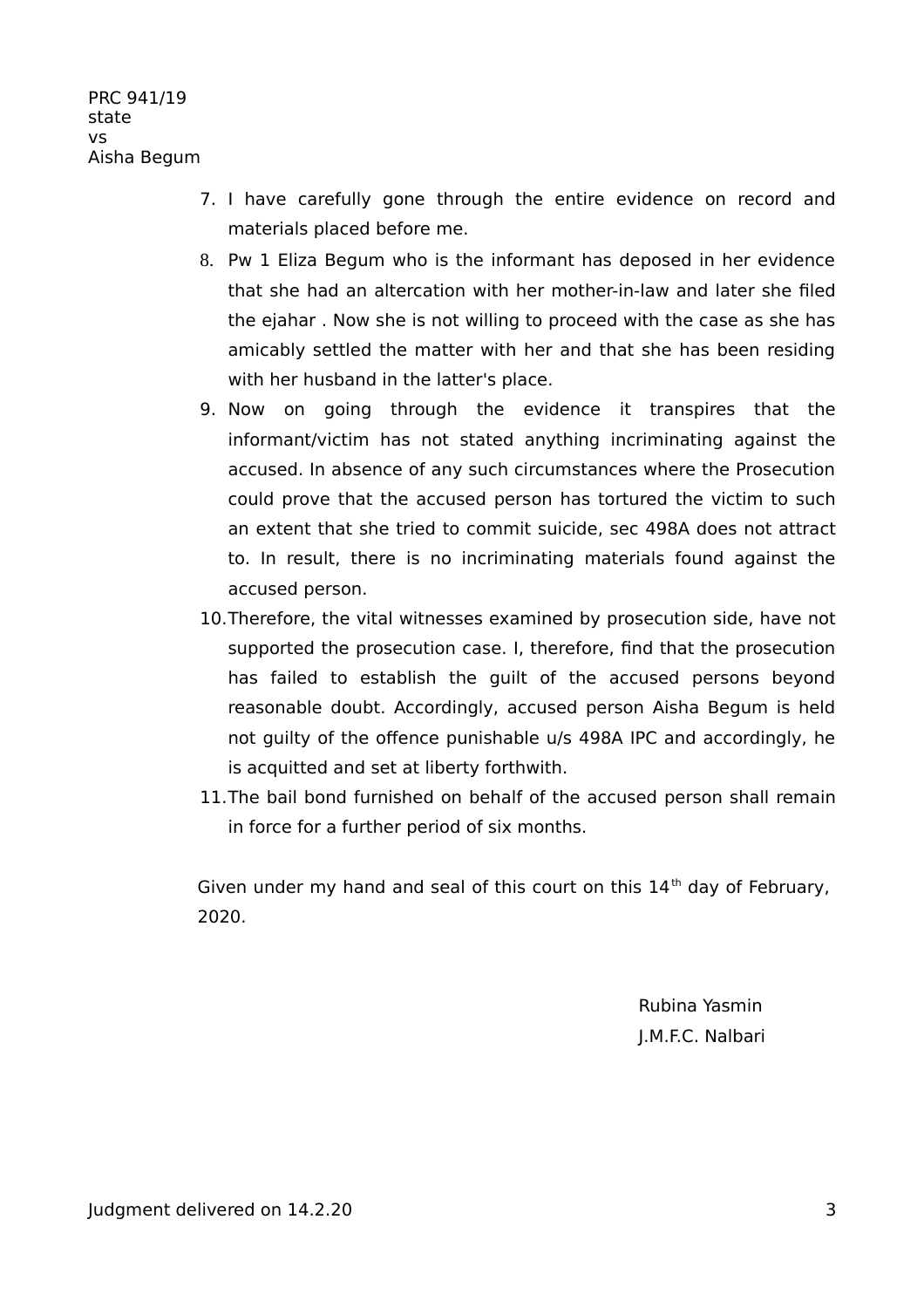7. I have carefully gone through the entire evidence on record and materials placed before me.
8. Pw 1 Eliza Begum who is the informant has deposed in her evidence that she had an altercation with her mother-in-law and later she filed the ejahar . Now she is not willing to proceed with the case as she has amicably settled the matter with her and that she has been residing with her husband in the latter's place.
9. Now on going through the evidence it transpires that the informant/victim has not stated anything incriminating against the accused. In absence of any such circumstances where the Prosecution could prove that the accused person has tortured the victim to such an extent that she tried to commit suicide, sec 498A does not attract to. In result, there is no incriminating materials found against the accused person.
10. Therefore, the vital witnesses examined by prosecution side, have not supported the prosecution case. I, therefore, find that the prosecution has failed to establish the guilt of the accused persons beyond reasonable doubt. Accordingly, accused person Aisha Begum is held not guilty of the offence punishable u/s 498A IPC and accordingly, he is acquitted and set at liberty forthwith.
11. The bail bond furnished on behalf of the accused person shall remain in force for a further period of six months.

Given under my hand and seal of this court on this 14th day of February, 2020.

Rubina Yasmin
J.M.F.C. Nalbari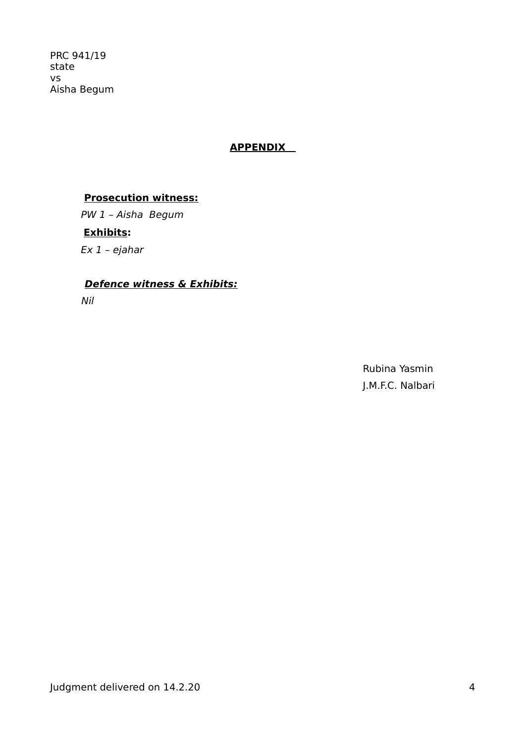PRC 941/19
state
vs
Aisha Begum

## APPENDIX

**Prosecution witness:**

*PW 1 – Aisha Begum*

**Exhibits:**

*Ex 1 – ejahar*

***Defence witness & Exhibits:***

*Nil*

Rubina Yasmin
J.M.F.C. Nalbari

Judgment delivered on 14.2.20